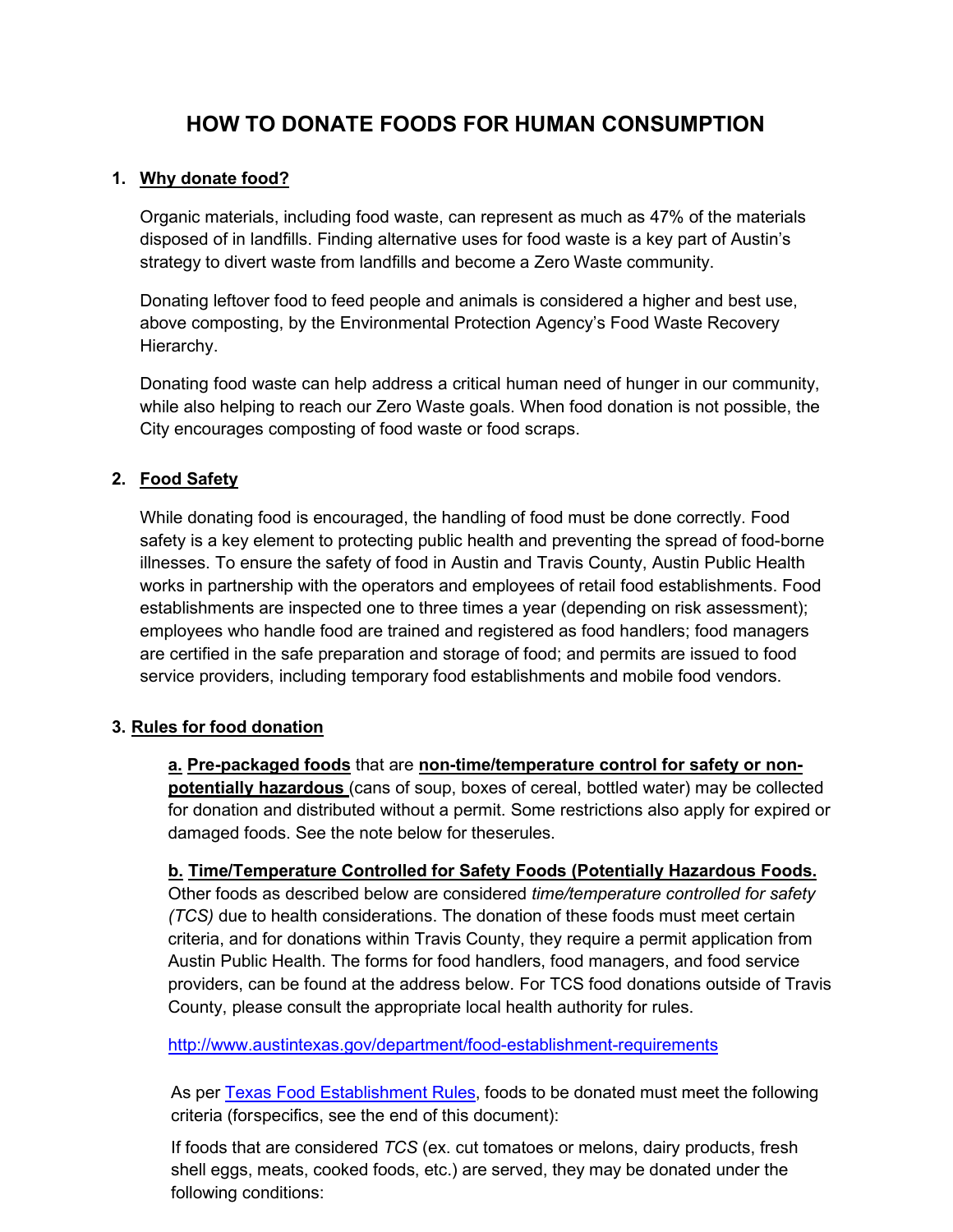# HOW TO DONATE FOODS FOR HUMAN CONSUMPTION

1. **Why donate food?**

   Organic materials, including food waste, can represent as much as 47% of the materials disposed of in landfills. Finding alternative uses for food waste is a key part of Austin's strategy to divert waste from landfills and become a Zero Waste community.

   Donating leftover food to feed people and animals is considered a higher and best use, above composting, by the Environmental Protection Agency's Food Waste Recovery Hierarchy.

   Donating food waste can help address a critical human need of hunger in our community, while also helping to reach our Zero Waste goals. When food donation is not possible, the City encourages composting of food waste or food scraps.

2. **Food Safety**

   While donating food is encouraged, the handling of food must be done correctly. Food safety is a key element to protecting public health and preventing the spread of food-borne illnesses. To ensure the safety of food in Austin and Travis County, Austin Public Health works in partnership with the operators and employees of retail food establishments. Food establishments are inspected one to three times a year (depending on risk assessment); employees who handle food are trained and registered as food handlers; food managers are certified in the safe preparation and storage of food; and permits are issued to food service providers, including temporary food establishments and mobile food vendors.

3. **Rules for food donation**

   **a. Pre-packaged foods** that are **non-time/temperature control for safety or non-potentially hazardous** (cans of soup, boxes of cereal, bottled water) may be collected for donation and distributed without a permit. Some restrictions also apply for expired or damaged foods. See the note below for theserules.

   **b. Time/Temperature Controlled for Safety Foods (Potentially Hazardous Foods.** Other foods as described below are considered *time/temperature controlled for safety (TCS)* due to health considerations. The donation of these foods must meet certain criteria, and for donations within Travis County, they require a permit application from Austin Public Health. The forms for food handlers, food managers, and food service providers, can be found at the address below. For TCS food donations outside of Travis County, please consult the appropriate local health authority for rules.

   http://www.austintexas.gov/department/food-establishment-requirements

   As per Texas Food Establishment Rules, foods to be donated must meet the following criteria (forspecifics, see the end of this document):

   If foods that are considered *TCS* (ex. cut tomatoes or melons, dairy products, fresh shell eggs, meats, cooked foods, etc.) are served, they may be donated under the following conditions: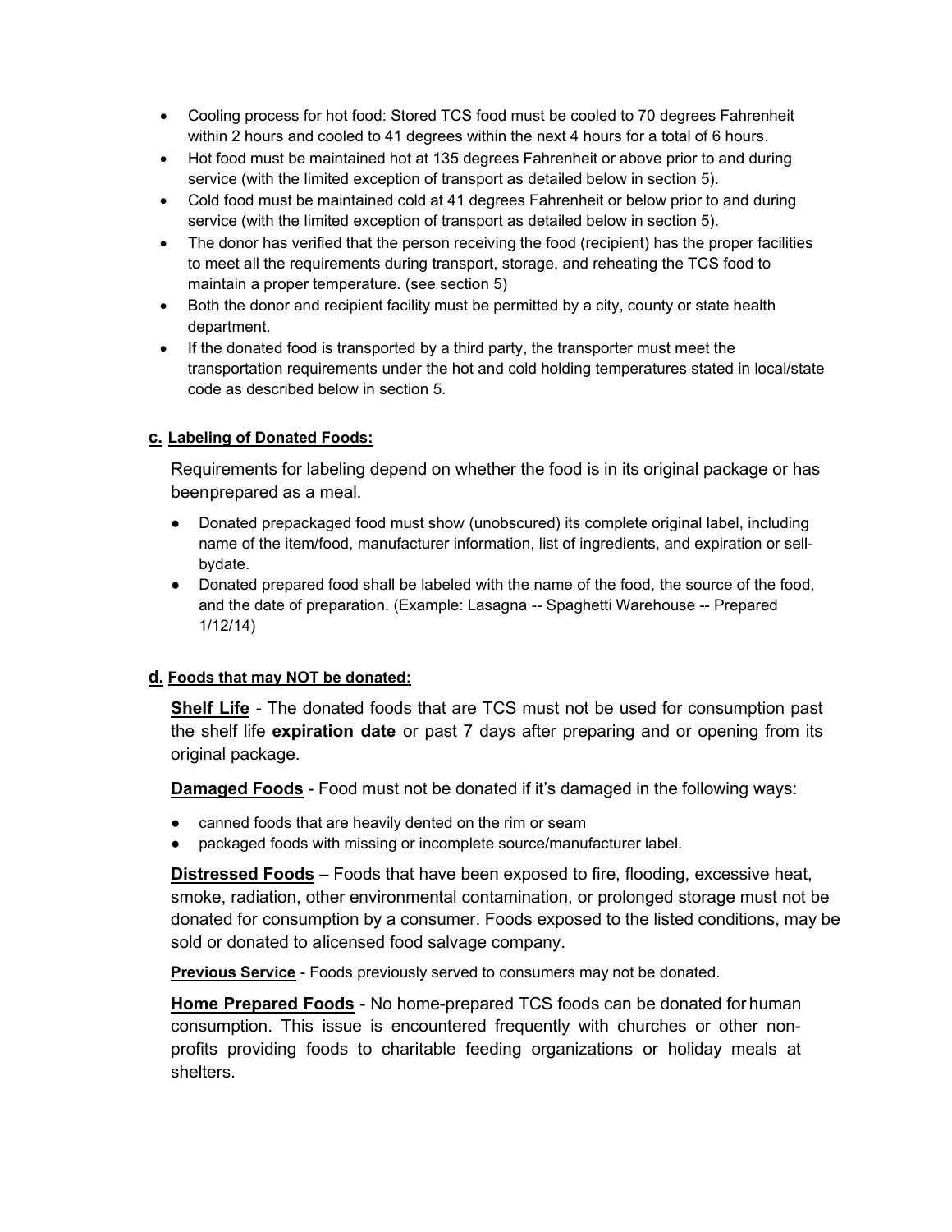- Cooling process for hot food: Stored TCS food must be cooled to 70 degrees Fahrenheit within 2 hours and cooled to 41 degrees within the next 4 hours for a total of 6 hours.
- Hot food must be maintained hot at 135 degrees Fahrenheit or above prior to and during service (with the limited exception of transport as detailed below in section 5).
- Cold food must be maintained cold at 41 degrees Fahrenheit or below prior to and during service (with the limited exception of transport as detailed below in section 5).
- The donor has verified that the person receiving the food (recipient) has the proper facilities to meet all the requirements during transport, storage, and reheating the TCS food to maintain a proper temperature. (see section 5)
- Both the donor and recipient facility must be permitted by a city, county or state health department.
- If the donated food is transported by a third party, the transporter must meet the transportation requirements under the hot and cold holding temperatures stated in local/state code as described below in section 5.

### c. Labeling of Donated Foods:

Requirements for labeling depend on whether the food is in its original package or has beenprepared as a meal.

- Donated prepackaged food must show (unobscured) its complete original label, including name of the item/food, manufacturer information, list of ingredients, and expiration or sell-bydate.
- Donated prepared food shall be labeled with the name of the food, the source of the food, and the date of preparation. (Example: Lasagna -- Spaghetti Warehouse -- Prepared 1/12/14)

### d. Foods that may NOT be donated:

**Shelf Life** - The donated foods that are TCS must not be used for consumption past the shelf life **expiration date** or past 7 days after preparing and or opening from its original package.

**Damaged Foods** - Food must not be donated if it's damaged in the following ways:

- canned foods that are heavily dented on the rim or seam
- packaged foods with missing or incomplete source/manufacturer label.

**Distressed Foods** – Foods that have been exposed to fire, flooding, excessive heat, smoke, radiation, other environmental contamination, or prolonged storage must not be donated for consumption by a consumer. Foods exposed to the listed conditions, may be sold or donated to alicensed food salvage company.

**Previous Service** - Foods previously served to consumers may not be donated.

**Home Prepared Foods** - No home-prepared TCS foods can be donated for human consumption. This issue is encountered frequently with churches or other non-profits providing foods to charitable feeding organizations or holiday meals at shelters.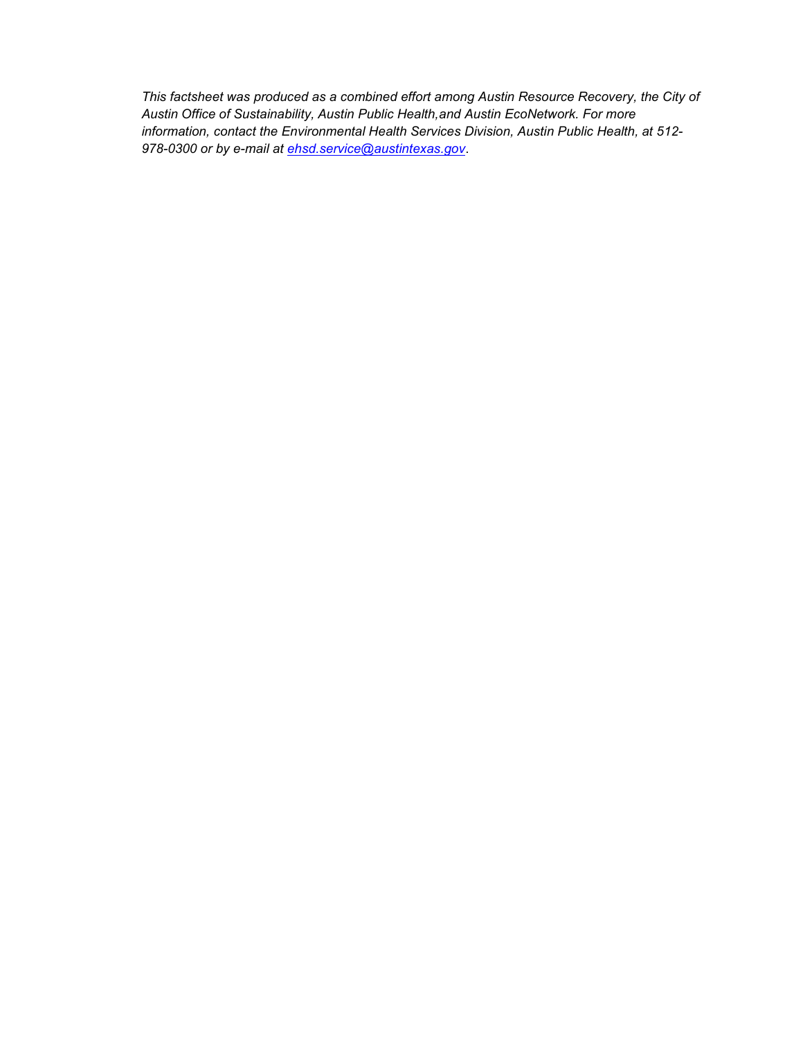*This factsheet was produced as a combined effort among Austin Resource Recovery, the City of Austin Office of Sustainability, Austin Public Health,and Austin EcoNetwork. For more information, contact the Environmental Health Services Division, Austin Public Health, at 512-978-0300 or by e-mail at [ehsd.service@austintexas.gov](mailto:ehsd.service@austintexas.gov).*